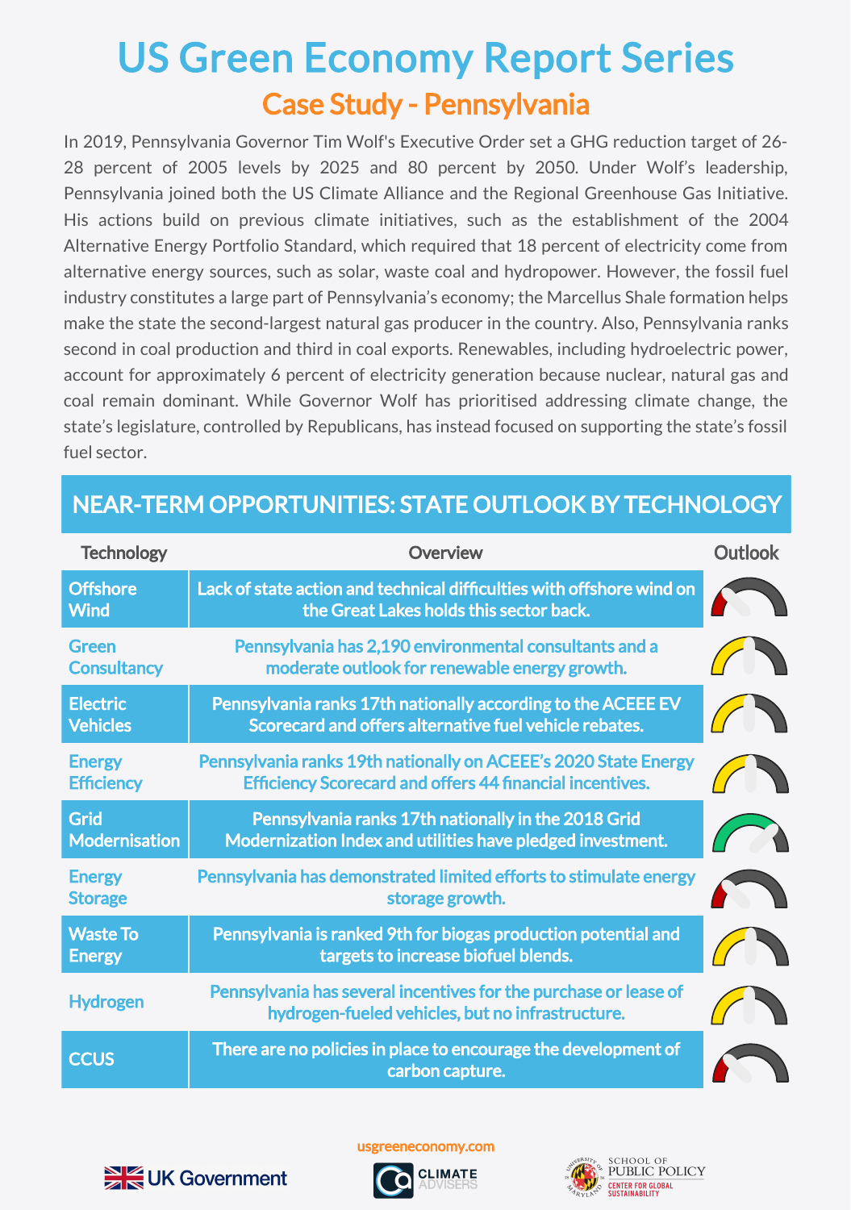# US Green Economy Report Series

## Case Study - Pennsylvania

In 2019, Pennsylvania Governor Tim Wolf's Executive Order set a GHG reduction target of 26-28 percent of 2005 levels by 2025 and 80 percent by 2050. Under Wolf's leadership, Pennsylvania joined both the US Climate Alliance and the Regional Greenhouse Gas Initiative. His actions build on previous climate initiatives, such as the establishment of the 2004 Alternative Energy Portfolio Standard, which required that 18 percent of electricity come from alternative energy sources, such as solar, waste coal and hydropower. However, the fossil fuel industry constitutes a large part of Pennsylvania's economy; the Marcellus Shale formation helps make the state the second-largest natural gas producer in the country. Also, Pennsylvania ranks second in coal production and third in coal exports. Renewables, including hydroelectric power, account for approximately 6 percent of electricity generation because nuclear, natural gas and coal remain dominant. While Governor Wolf has prioritised addressing climate change, the state's legislature, controlled by Republicans, has instead focused on supporting the state's fossil fuel sector.

## NEAR-TERM OPPORTUNITIES: STATE OUTLOOK BY TECHNOLOGY

| Technology | Overview | Outlook |
| --- | --- | --- |
| Offshore Wind | Lack of state action and technical difficulties with offshore wind on the Great Lakes holds this sector back. | |
| Green Consultancy | Pennsylvania has 2,190 environmental consultants and a moderate outlook for renewable energy growth. | |
| Electric Vehicles | Pennsylvania ranks 17th nationally according to the ACEEE EV Scorecard and offers alternative fuel vehicle rebates. | |
| Energy Efficiency | Pennsylvania ranks 19th nationally on ACEEE's 2020 State Energy Efficiency Scorecard and offers 44 financial incentives. | |
| Grid Modernisation | Pennsylvania ranks 17th nationally in the 2018 Grid Modernization Index and utilities have pledged investment. | |
| Energy Storage | Pennsylvania has demonstrated limited efforts to stimulate energy storage growth. | |
| Waste To Energy | Pennsylvania is ranked 9th for biogas production potential and targets to increase biofuel blends. | |
| Hydrogen | Pennsylvania has several incentives for the purchase or lease of hydrogen-fueled vehicles, but no infrastructure. | |
| CCUS | There are no policies in place to encourage the development of carbon capture. | |

usgreeneconomy.com

UK Government | CLIMATE ADVISERS | University of Maryland School of Public Policy, Center for Global Sustainability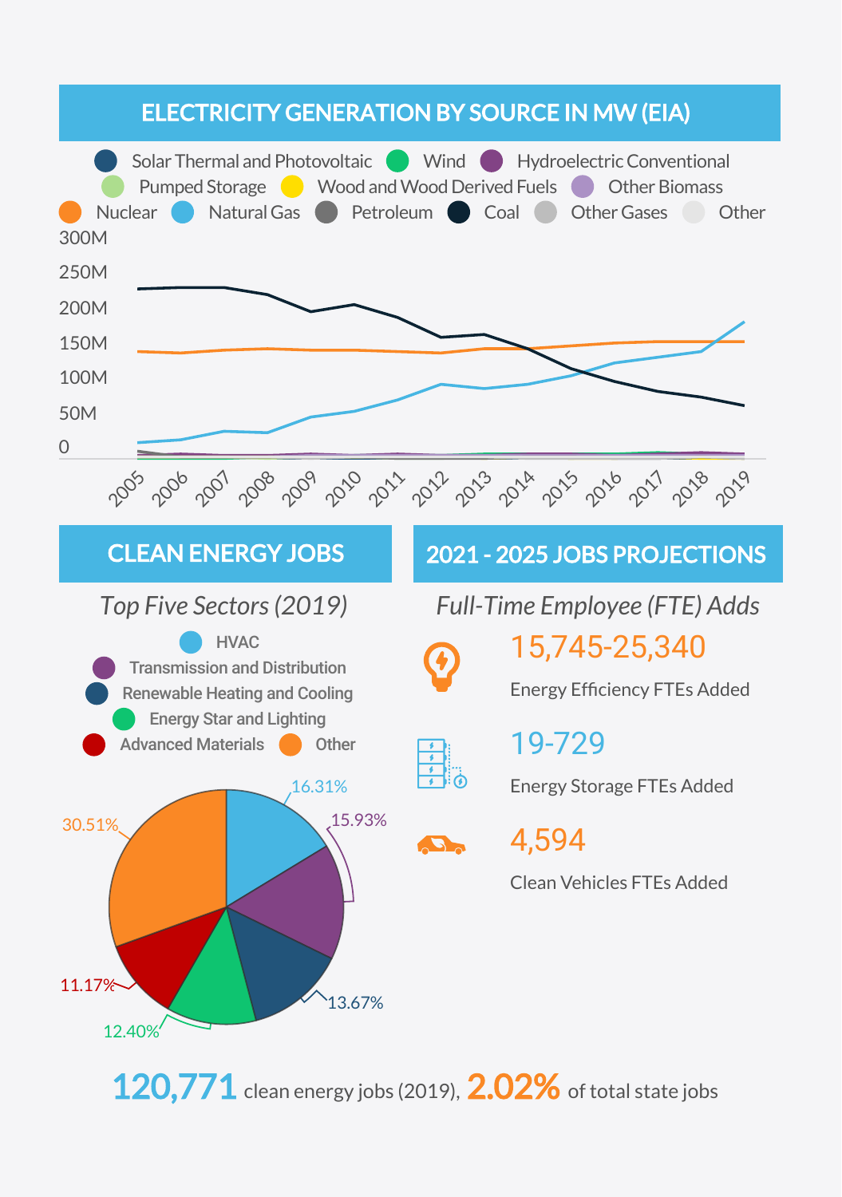## ELECTRICITY GENERATION BY SOURCE IN MW (EIA)

Solar Thermal and Photovoltaic
Wind
Hydroelectric Conventional
Pumped Storage
Wood and Wood Derived Fuels
Other Biomass
Nuclear
Natural Gas
Petroleum
Coal
Other Gases
Other

300M
250M
200M
150M
100M
50M
0

2005 2006 2007 2008 2009 2010 2011 2012 2013 2014 2015 2016 2017 2018 2019

## CLEAN ENERGY JOBS

*Top Five Sectors (2019)*

HVAC
Transmission and Distribution
Renewable Heating and Cooling
Energy Star and Lighting
Advanced Materials
Other

16.31%
15.93%
13.67%
12.40%
11.17%
30.51%

## 2021 - 2025 JOBS PROJECTIONS

*Full-Time Employee (FTE) Adds*

**15,745-25,340**
Energy Efficiency FTEs Added

**19-729**
Energy Storage FTEs Added

**4,594**
Clean Vehicles FTEs Added

**120,771** clean energy jobs (2019), **2.02%** of total state jobs